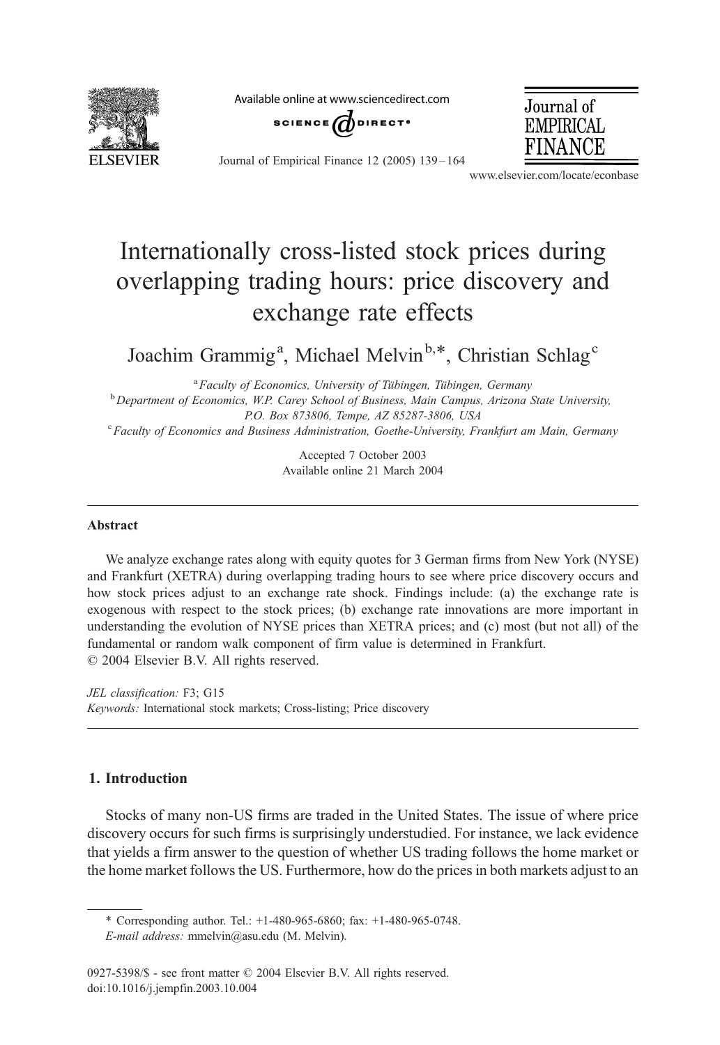# Internationally cross-listed stock prices during overlapping trading hours: price discovery and exchange rate effects

Joachim Grammig[a], Michael Melvin[b,*], Christian Schlag[c]

[a] Faculty of Economics, University of Tübingen, Tübingen, Germany
[b] Department of Economics, W.P. Carey School of Business, Main Campus, Arizona State University, P.O. Box 873806, Tempe, AZ 85287-3806, USA
[c] Faculty of Economics and Business Administration, Goethe-University, Frankfurt am Main, Germany

Accepted 7 October 2003
Available online 21 March 2004

## Abstract

We analyze exchange rates along with equity quotes for 3 German firms from New York (NYSE) and Frankfurt (XETRA) during overlapping trading hours to see where price discovery occurs and how stock prices adjust to an exchange rate shock. Findings include: (a) the exchange rate is exogenous with respect to the stock prices; (b) exchange rate innovations are more important in understanding the evolution of NYSE prices than XETRA prices; and (c) most (but not all) of the fundamental or random walk component of firm value is determined in Frankfurt.
© 2004 Elsevier B.V. All rights reserved.

*JEL classification:* F3; G15
*Keywords:* International stock markets; Cross-listing; Price discovery

## 1. Introduction

Stocks of many non-US firms are traded in the United States. The issue of where price discovery occurs for such firms is surprisingly understudied. For instance, we lack evidence that yields a firm answer to the question of whether US trading follows the home market or the home market follows the US. Furthermore, how do the prices in both markets adjust to an

---

\* Corresponding author. Tel.: +1-480-965-6860; fax: +1-480-965-0748.
*E-mail address:* mmelvin@asu.edu (M. Melvin).

0927-5398/$ - see front matter © 2004 Elsevier B.V. All rights reserved.
doi:10.1016/j.jempfin.2003.10.004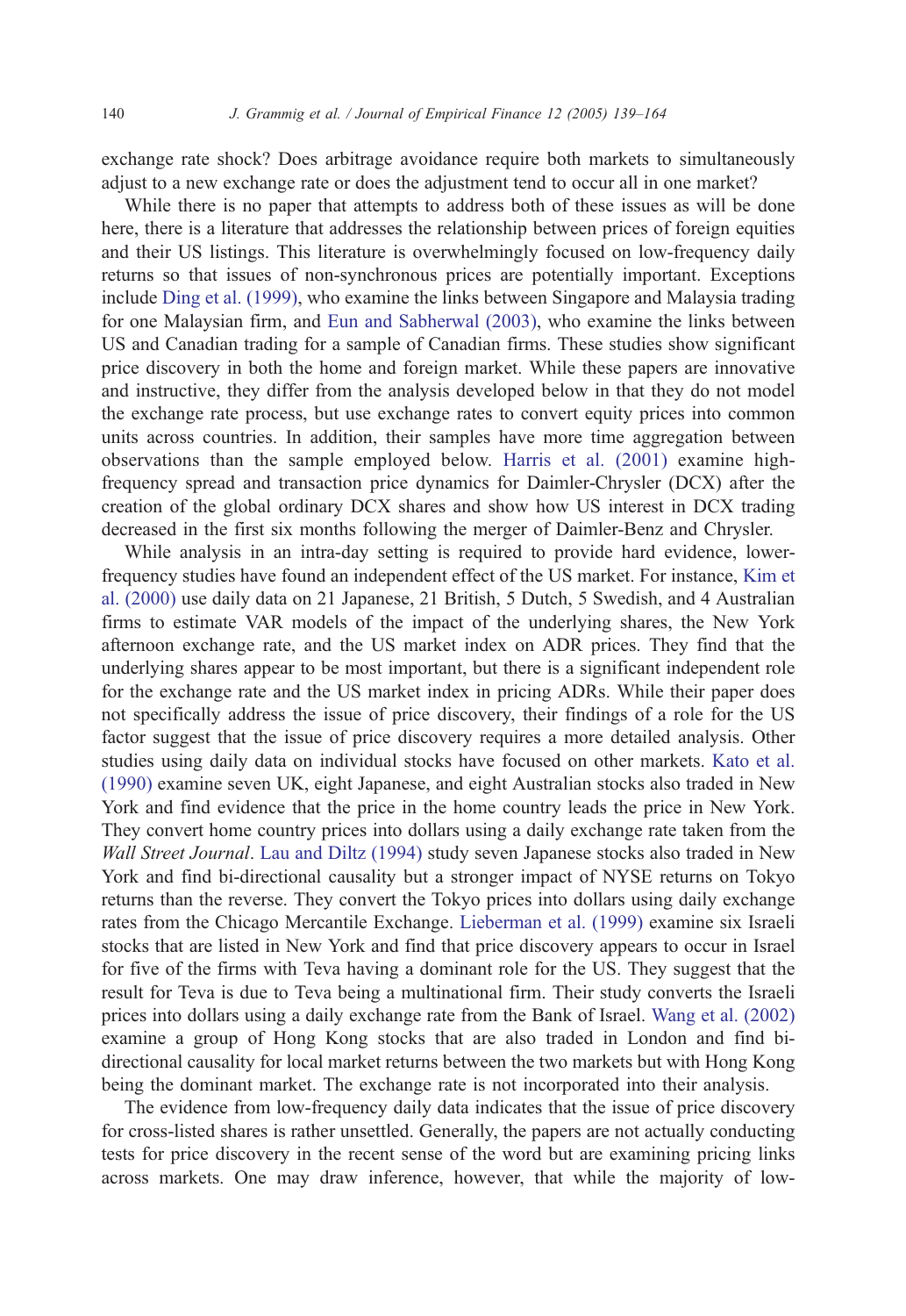exchange rate shock? Does arbitrage avoidance require both markets to simultaneously adjust to a new exchange rate or does the adjustment tend to occur all in one market?

While there is no paper that attempts to address both of these issues as will be done here, there is a literature that addresses the relationship between prices of foreign equities and their US listings. This literature is overwhelmingly focused on low-frequency daily returns so that issues of non-synchronous prices are potentially important. Exceptions include Ding et al. (1999), who examine the links between Singapore and Malaysia trading for one Malaysian firm, and Eun and Sabherwal (2003), who examine the links between US and Canadian trading for a sample of Canadian firms. These studies show significant price discovery in both the home and foreign market. While these papers are innovative and instructive, they differ from the analysis developed below in that they do not model the exchange rate process, but use exchange rates to convert equity prices into common units across countries. In addition, their samples have more time aggregation between observations than the sample employed below. Harris et al. (2001) examine high-frequency spread and transaction price dynamics for Daimler-Chrysler (DCX) after the creation of the global ordinary DCX shares and show how US interest in DCX trading decreased in the first six months following the merger of Daimler-Benz and Chrysler.

While analysis in an intra-day setting is required to provide hard evidence, lower-frequency studies have found an independent effect of the US market. For instance, Kim et al. (2000) use daily data on 21 Japanese, 21 British, 5 Dutch, 5 Swedish, and 4 Australian firms to estimate VAR models of the impact of the underlying shares, the New York afternoon exchange rate, and the US market index on ADR prices. They find that the underlying shares appear to be most important, but there is a significant independent role for the exchange rate and the US market index in pricing ADRs. While their paper does not specifically address the issue of price discovery, their findings of a role for the US factor suggest that the issue of price discovery requires a more detailed analysis. Other studies using daily data on individual stocks have focused on other markets. Kato et al. (1990) examine seven UK, eight Japanese, and eight Australian stocks also traded in New York and find evidence that the price in the home country leads the price in New York. They convert home country prices into dollars using a daily exchange rate taken from the *Wall Street Journal*. Lau and Diltz (1994) study seven Japanese stocks also traded in New York and find bi-directional causality but a stronger impact of NYSE returns on Tokyo returns than the reverse. They convert the Tokyo prices into dollars using daily exchange rates from the Chicago Mercantile Exchange. Lieberman et al. (1999) examine six Israeli stocks that are listed in New York and find that price discovery appears to occur in Israel for five of the firms with Teva having a dominant role for the US. They suggest that the result for Teva is due to Teva being a multinational firm. Their study converts the Israeli prices into dollars using a daily exchange rate from the Bank of Israel. Wang et al. (2002) examine a group of Hong Kong stocks that are also traded in London and find bi-directional causality for local market returns between the two markets but with Hong Kong being the dominant market. The exchange rate is not incorporated into their analysis.

The evidence from low-frequency daily data indicates that the issue of price discovery for cross-listed shares is rather unsettled. Generally, the papers are not actually conducting tests for price discovery in the recent sense of the word but are examining pricing links across markets. One may draw inference, however, that while the majority of low-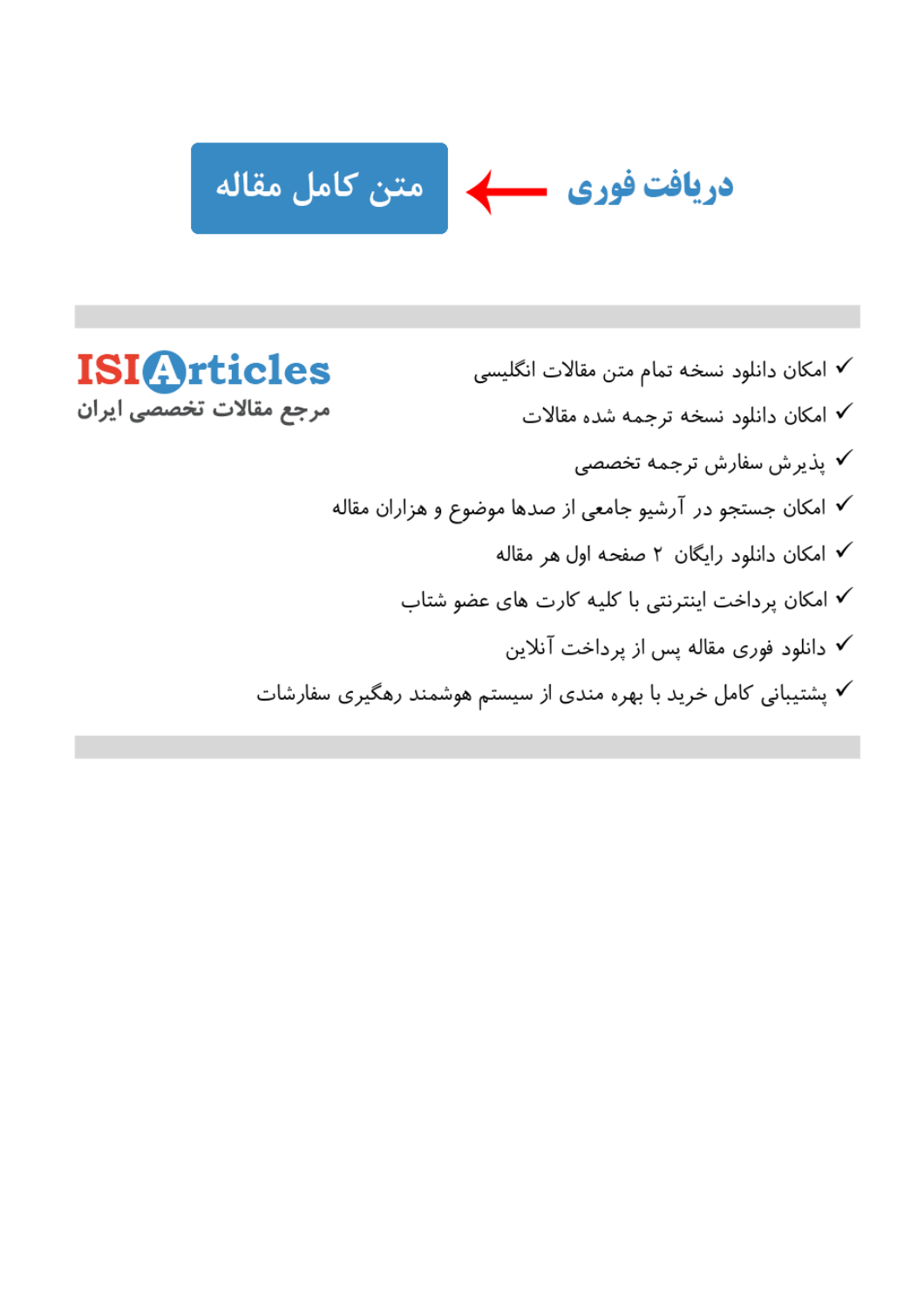دریافت فوری ← **متن کامل مقاله**

**ISIArticles**
مرجع مقالات تخصصی ایران

- ✓ امکان دانلود نسخه تمام متن مقالات انگلیسی
- ✓ امکان دانلود نسخه ترجمه شده مقالات
- ✓ پذیرش سفارش ترجمه تخصصی
- ✓ امکان جستجو در آرشیو جامعی از صدها موضوع و هزاران مقاله
- ✓ امکان دانلود رایگان ۲ صفحه اول هر مقاله
- ✓ امکان پرداخت اینترنتی با کلیه کارت های عضو شتاب
- ✓ دانلود فوری مقاله پس از پرداخت آنلاین
- ✓ پشتیبانی کامل خرید با بهره مندی از سیستم هوشمند رهگیری سفارشات